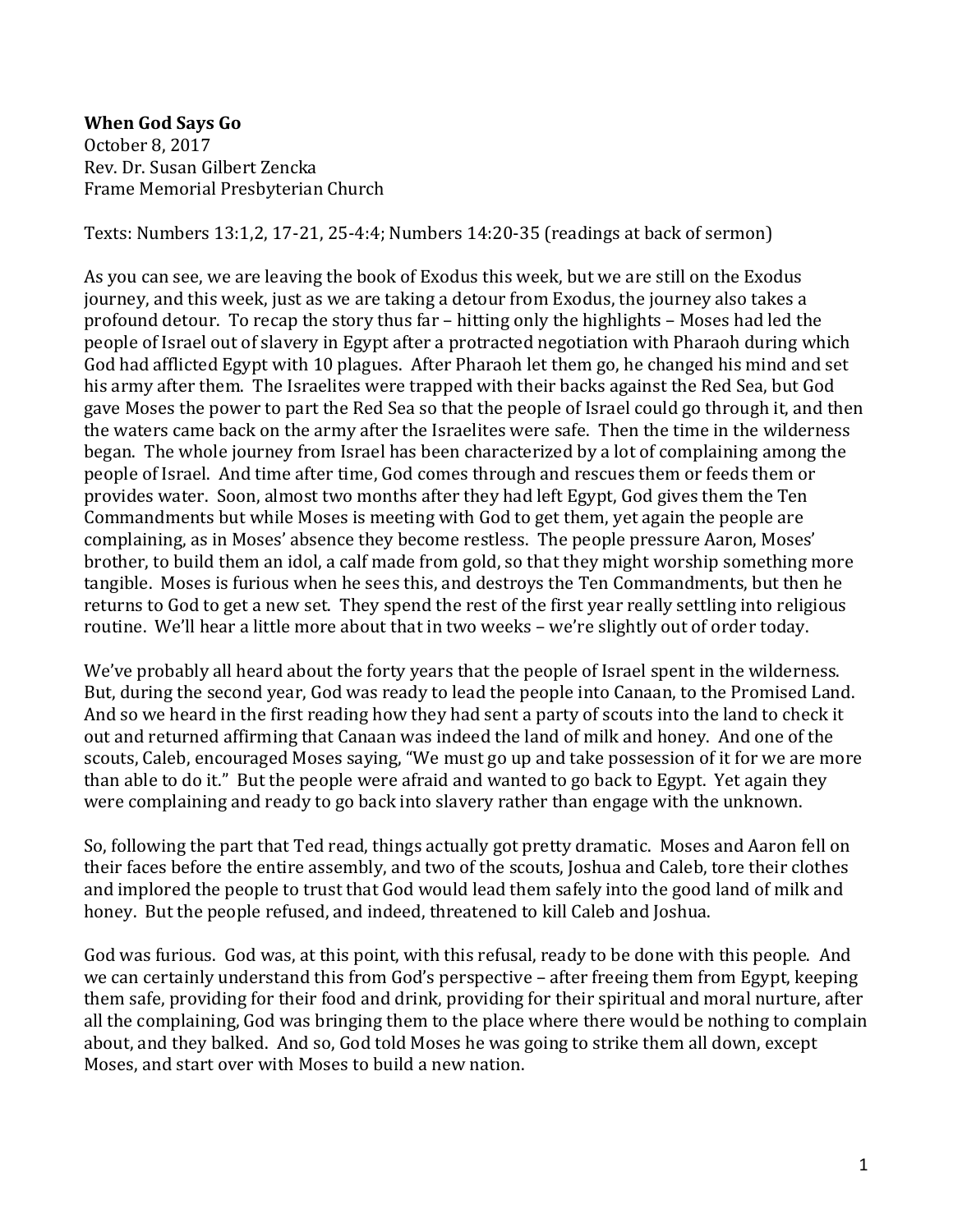**When God Says Go**
October 8, 2017
Rev. Dr. Susan Gilbert Zencka
Frame Memorial Presbyterian Church

Texts: Numbers 13:1,2, 17-21, 25-4:4; Numbers 14:20-35 (readings at back of sermon)

As you can see, we are leaving the book of Exodus this week, but we are still on the Exodus journey, and this week, just as we are taking a detour from Exodus, the journey also takes a profound detour. To recap the story thus far – hitting only the highlights – Moses had led the people of Israel out of slavery in Egypt after a protracted negotiation with Pharaoh during which God had afflicted Egypt with 10 plagues. After Pharaoh let them go, he changed his mind and set his army after them. The Israelites were trapped with their backs against the Red Sea, but God gave Moses the power to part the Red Sea so that the people of Israel could go through it, and then the waters came back on the army after the Israelites were safe. Then the time in the wilderness began. The whole journey from Israel has been characterized by a lot of complaining among the people of Israel. And time after time, God comes through and rescues them or feeds them or provides water. Soon, almost two months after they had left Egypt, God gives them the Ten Commandments but while Moses is meeting with God to get them, yet again the people are complaining, as in Moses' absence they become restless. The people pressure Aaron, Moses' brother, to build them an idol, a calf made from gold, so that they might worship something more tangible. Moses is furious when he sees this, and destroys the Ten Commandments, but then he returns to God to get a new set. They spend the rest of the first year really settling into religious routine. We'll hear a little more about that in two weeks – we're slightly out of order today.

We've probably all heard about the forty years that the people of Israel spent in the wilderness. But, during the second year, God was ready to lead the people into Canaan, to the Promised Land. And so we heard in the first reading how they had sent a party of scouts into the land to check it out and returned affirming that Canaan was indeed the land of milk and honey. And one of the scouts, Caleb, encouraged Moses saying, "We must go up and take possession of it for we are more than able to do it." But the people were afraid and wanted to go back to Egypt. Yet again they were complaining and ready to go back into slavery rather than engage with the unknown.

So, following the part that Ted read, things actually got pretty dramatic. Moses and Aaron fell on their faces before the entire assembly, and two of the scouts, Joshua and Caleb, tore their clothes and implored the people to trust that God would lead them safely into the good land of milk and honey. But the people refused, and indeed, threatened to kill Caleb and Joshua.

God was furious. God was, at this point, with this refusal, ready to be done with this people. And we can certainly understand this from God's perspective – after freeing them from Egypt, keeping them safe, providing for their food and drink, providing for their spiritual and moral nurture, after all the complaining, God was bringing them to the place where there would be nothing to complain about, and they balked. And so, God told Moses he was going to strike them all down, except Moses, and start over with Moses to build a new nation.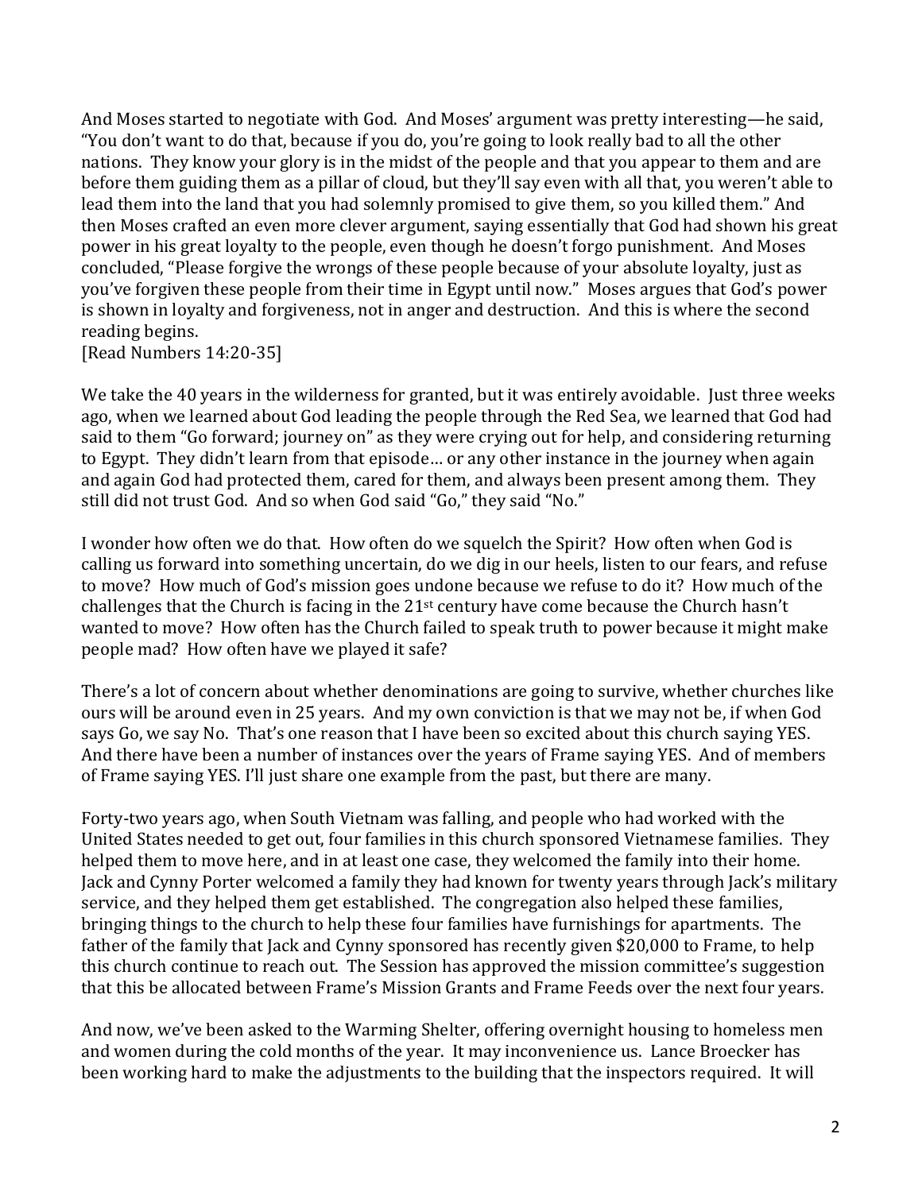And Moses started to negotiate with God. And Moses' argument was pretty interesting—he said, "You don't want to do that, because if you do, you're going to look really bad to all the other nations. They know your glory is in the midst of the people and that you appear to them and are before them guiding them as a pillar of cloud, but they'll say even with all that, you weren't able to lead them into the land that you had solemnly promised to give them, so you killed them." And then Moses crafted an even more clever argument, saying essentially that God had shown his great power in his great loyalty to the people, even though he doesn't forgo punishment. And Moses concluded, "Please forgive the wrongs of these people because of your absolute loyalty, just as you've forgiven these people from their time in Egypt until now." Moses argues that God's power is shown in loyalty and forgiveness, not in anger and destruction. And this is where the second reading begins.
[Read Numbers 14:20-35]

We take the 40 years in the wilderness for granted, but it was entirely avoidable. Just three weeks ago, when we learned about God leading the people through the Red Sea, we learned that God had said to them "Go forward; journey on" as they were crying out for help, and considering returning to Egypt. They didn't learn from that episode… or any other instance in the journey when again and again God had protected them, cared for them, and always been present among them. They still did not trust God. And so when God said "Go," they said "No."

I wonder how often we do that. How often do we squelch the Spirit? How often when God is calling us forward into something uncertain, do we dig in our heels, listen to our fears, and refuse to move? How much of God's mission goes undone because we refuse to do it? How much of the challenges that the Church is facing in the 21st century have come because the Church hasn't wanted to move? How often has the Church failed to speak truth to power because it might make people mad? How often have we played it safe?

There's a lot of concern about whether denominations are going to survive, whether churches like ours will be around even in 25 years. And my own conviction is that we may not be, if when God says Go, we say No. That's one reason that I have been so excited about this church saying YES. And there have been a number of instances over the years of Frame saying YES. And of members of Frame saying YES. I'll just share one example from the past, but there are many.

Forty-two years ago, when South Vietnam was falling, and people who had worked with the United States needed to get out, four families in this church sponsored Vietnamese families. They helped them to move here, and in at least one case, they welcomed the family into their home. Jack and Cynny Porter welcomed a family they had known for twenty years through Jack's military service, and they helped them get established. The congregation also helped these families, bringing things to the church to help these four families have furnishings for apartments. The father of the family that Jack and Cynny sponsored has recently given $20,000 to Frame, to help this church continue to reach out. The Session has approved the mission committee's suggestion that this be allocated between Frame's Mission Grants and Frame Feeds over the next four years.

And now, we've been asked to the Warming Shelter, offering overnight housing to homeless men and women during the cold months of the year. It may inconvenience us. Lance Broecker has been working hard to make the adjustments to the building that the inspectors required. It will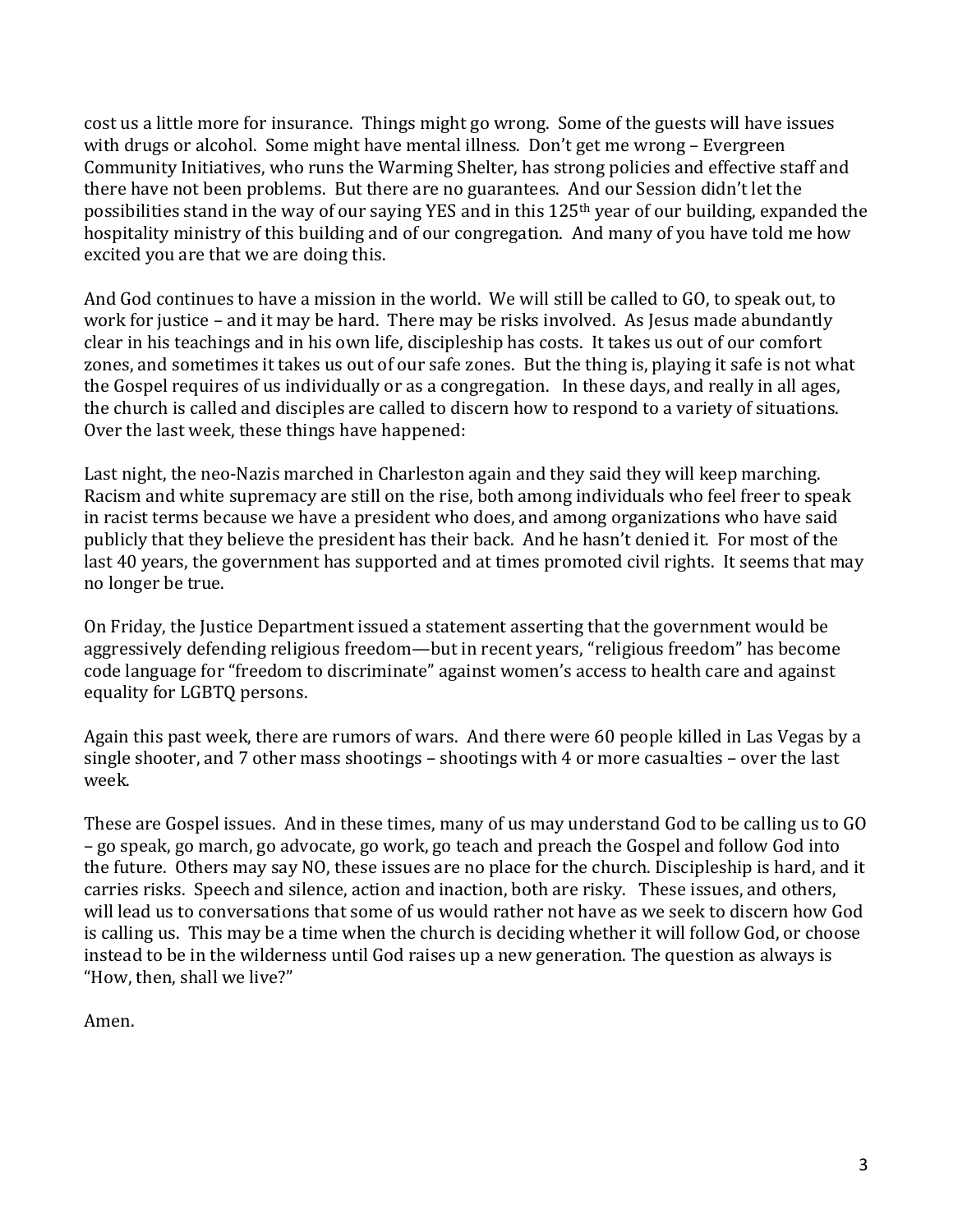cost us a little more for insurance. Things might go wrong. Some of the guests will have issues with drugs or alcohol. Some might have mental illness. Don't get me wrong – Evergreen Community Initiatives, who runs the Warming Shelter, has strong policies and effective staff and there have not been problems. But there are no guarantees. And our Session didn't let the possibilities stand in the way of our saying YES and in this 125th year of our building, expanded the hospitality ministry of this building and of our congregation. And many of you have told me how excited you are that we are doing this.

And God continues to have a mission in the world. We will still be called to GO, to speak out, to work for justice – and it may be hard. There may be risks involved. As Jesus made abundantly clear in his teachings and in his own life, discipleship has costs. It takes us out of our comfort zones, and sometimes it takes us out of our safe zones. But the thing is, playing it safe is not what the Gospel requires of us individually or as a congregation. In these days, and really in all ages, the church is called and disciples are called to discern how to respond to a variety of situations. Over the last week, these things have happened:

Last night, the neo-Nazis marched in Charleston again and they said they will keep marching. Racism and white supremacy are still on the rise, both among individuals who feel freer to speak in racist terms because we have a president who does, and among organizations who have said publicly that they believe the president has their back. And he hasn't denied it. For most of the last 40 years, the government has supported and at times promoted civil rights. It seems that may no longer be true.

On Friday, the Justice Department issued a statement asserting that the government would be aggressively defending religious freedom—but in recent years, "religious freedom" has become code language for "freedom to discriminate" against women's access to health care and against equality for LGBTQ persons.

Again this past week, there are rumors of wars. And there were 60 people killed in Las Vegas by a single shooter, and 7 other mass shootings – shootings with 4 or more casualties – over the last week.

These are Gospel issues. And in these times, many of us may understand God to be calling us to GO – go speak, go march, go advocate, go work, go teach and preach the Gospel and follow God into the future. Others may say NO, these issues are no place for the church. Discipleship is hard, and it carries risks. Speech and silence, action and inaction, both are risky. These issues, and others, will lead us to conversations that some of us would rather not have as we seek to discern how God is calling us. This may be a time when the church is deciding whether it will follow God, or choose instead to be in the wilderness until God raises up a new generation. The question as always is "How, then, shall we live?"

Amen.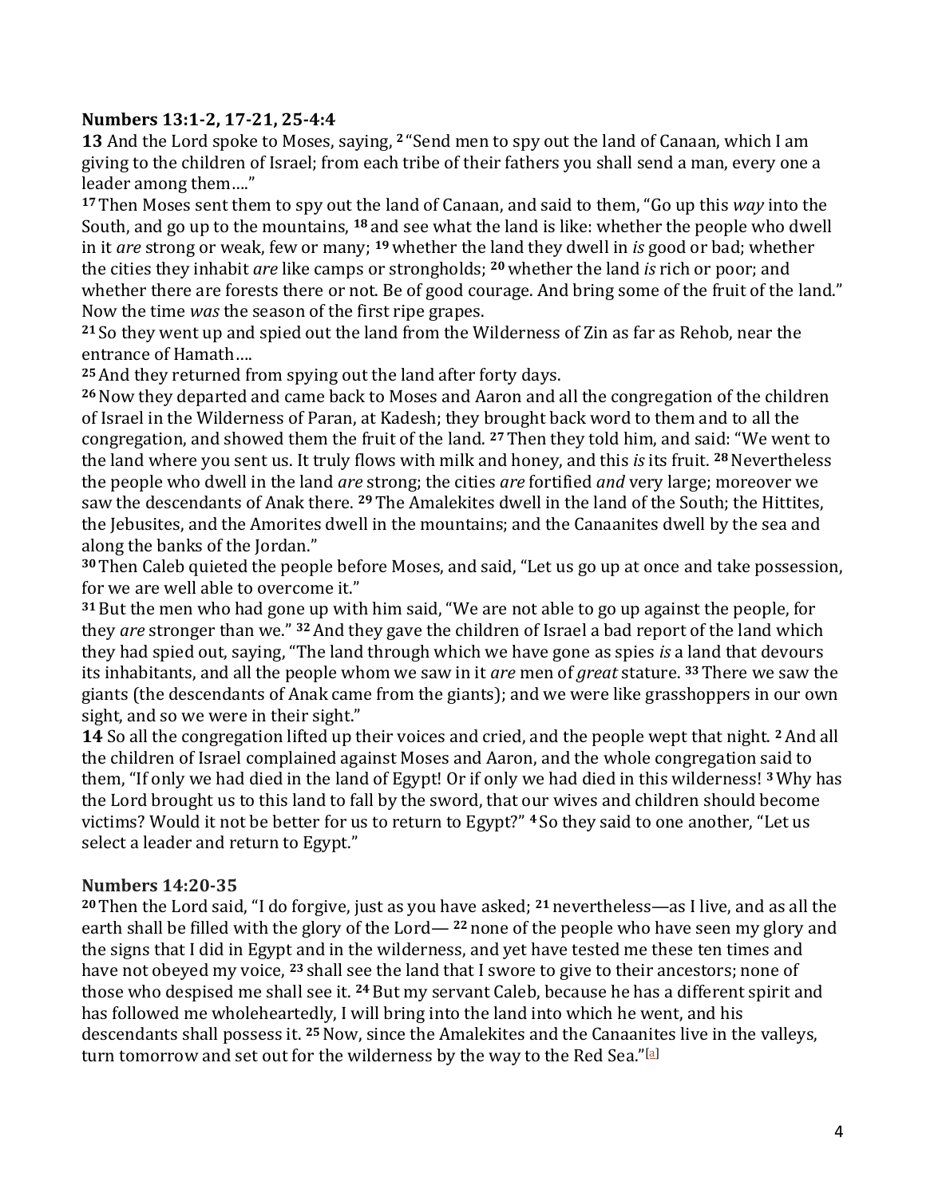**Numbers 13:1-2, 17-21, 25-4:4**

**13** And the Lord spoke to Moses, saying, [2] "Send men to spy out the land of Canaan, which I am giving to the children of Israel; from each tribe of their fathers you shall send a man, every one a leader among them…."

[17] Then Moses sent them to spy out the land of Canaan, and said to them, "Go up this *way* into the South, and go up to the mountains, [18] and see what the land is like: whether the people who dwell in it *are* strong or weak, few or many; [19] whether the land they dwell in *is* good or bad; whether the cities they inhabit *are* like camps or strongholds; [20] whether the land *is* rich or poor; and whether there are forests there or not. Be of good courage. And bring some of the fruit of the land." Now the time *was* the season of the first ripe grapes.

[21] So they went up and spied out the land from the Wilderness of Zin as far as Rehob, near the entrance of Hamath….

[25] And they returned from spying out the land after forty days.

[26] Now they departed and came back to Moses and Aaron and all the congregation of the children of Israel in the Wilderness of Paran, at Kadesh; they brought back word to them and to all the congregation, and showed them the fruit of the land. [27] Then they told him, and said: "We went to the land where you sent us. It truly flows with milk and honey, and this *is* its fruit. [28] Nevertheless the people who dwell in the land *are* strong; the cities *are* fortified *and* very large; moreover we saw the descendants of Anak there. [29] The Amalekites dwell in the land of the South; the Hittites, the Jebusites, and the Amorites dwell in the mountains; and the Canaanites dwell by the sea and along the banks of the Jordan."

[30] Then Caleb quieted the people before Moses, and said, "Let us go up at once and take possession, for we are well able to overcome it."

[31] But the men who had gone up with him said, "We are not able to go up against the people, for they *are* stronger than we." [32] And they gave the children of Israel a bad report of the land which they had spied out, saying, "The land through which we have gone as spies *is* a land that devours its inhabitants, and all the people whom we saw in it *are* men of *great* stature. [33] There we saw the giants (the descendants of Anak came from the giants); and we were like grasshoppers in our own sight, and so we were in their sight."

**14** So all the congregation lifted up their voices and cried, and the people wept that night. [2] And all the children of Israel complained against Moses and Aaron, and the whole congregation said to them, "If only we had died in the land of Egypt! Or if only we had died in this wilderness! [3] Why has the Lord brought us to this land to fall by the sword, that our wives and children should become victims? Would it not be better for us to return to Egypt?" [4] So they said to one another, "Let us select a leader and return to Egypt."

**Numbers 14:20-35**

[20] Then the Lord said, "I do forgive, just as you have asked; [21] nevertheless—as I live, and as all the earth shall be filled with the glory of the Lord— [22] none of the people who have seen my glory and the signs that I did in Egypt and in the wilderness, and yet have tested me these ten times and have not obeyed my voice, [23] shall see the land that I swore to give to their ancestors; none of those who despised me shall see it. [24] But my servant Caleb, because he has a different spirit and has followed me wholeheartedly, I will bring into the land into which he went, and his descendants shall possess it. [25] Now, since the Amalekites and the Canaanites live in the valleys, turn tomorrow and set out for the wilderness by the way to the Red Sea."[a]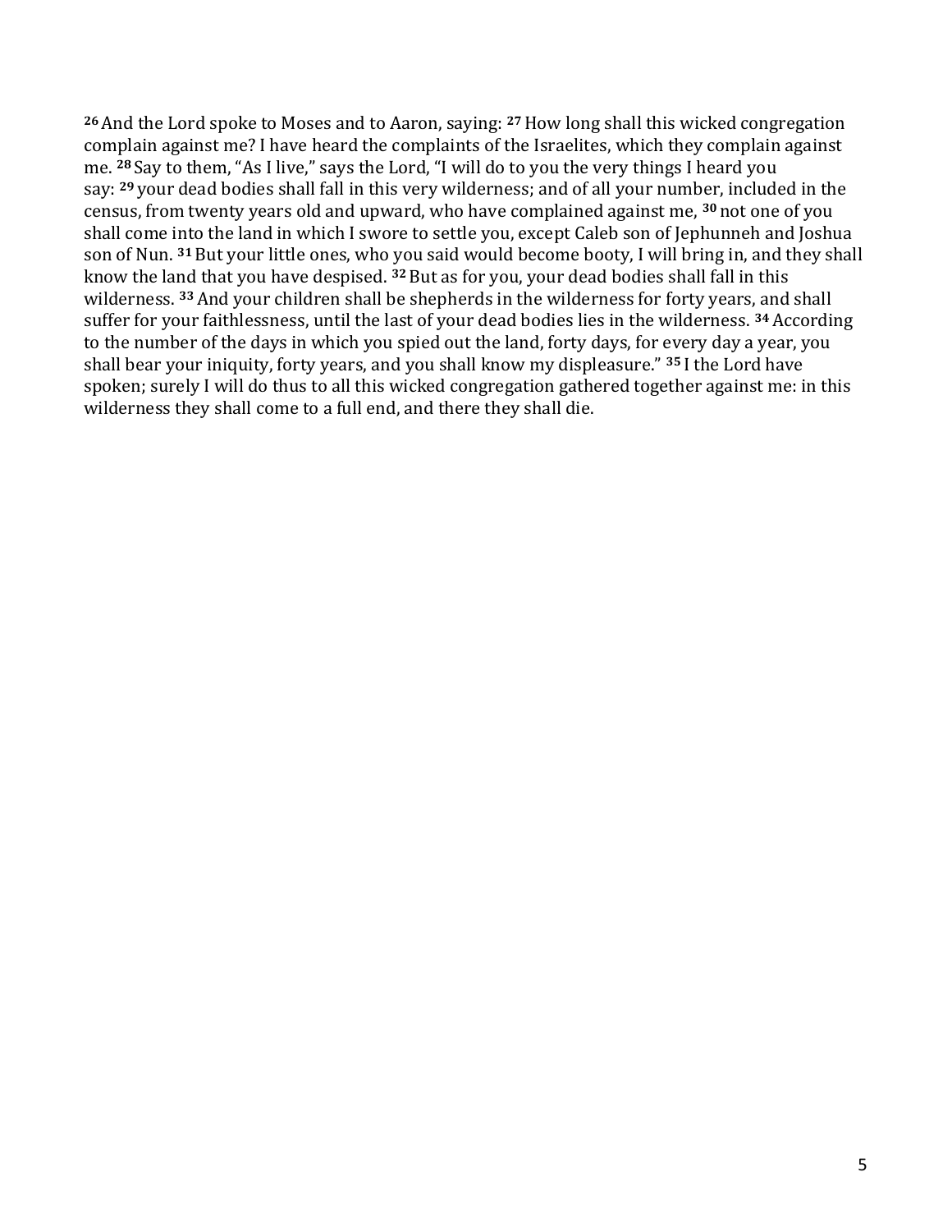**26** And the Lord spoke to Moses and to Aaron, saying: **27** How long shall this wicked congregation complain against me? I have heard the complaints of the Israelites, which they complain against me. **28** Say to them, "As I live," says the Lord, "I will do to you the very things I heard you say: **29** your dead bodies shall fall in this very wilderness; and of all your number, included in the census, from twenty years old and upward, who have complained against me, **30** not one of you shall come into the land in which I swore to settle you, except Caleb son of Jephunneh and Joshua son of Nun. **31** But your little ones, who you said would become booty, I will bring in, and they shall know the land that you have despised. **32** But as for you, your dead bodies shall fall in this wilderness. **33** And your children shall be shepherds in the wilderness for forty years, and shall suffer for your faithlessness, until the last of your dead bodies lies in the wilderness. **34** According to the number of the days in which you spied out the land, forty days, for every day a year, you shall bear your iniquity, forty years, and you shall know my displeasure." **35** I the Lord have spoken; surely I will do thus to all this wicked congregation gathered together against me: in this wilderness they shall come to a full end, and there they shall die.